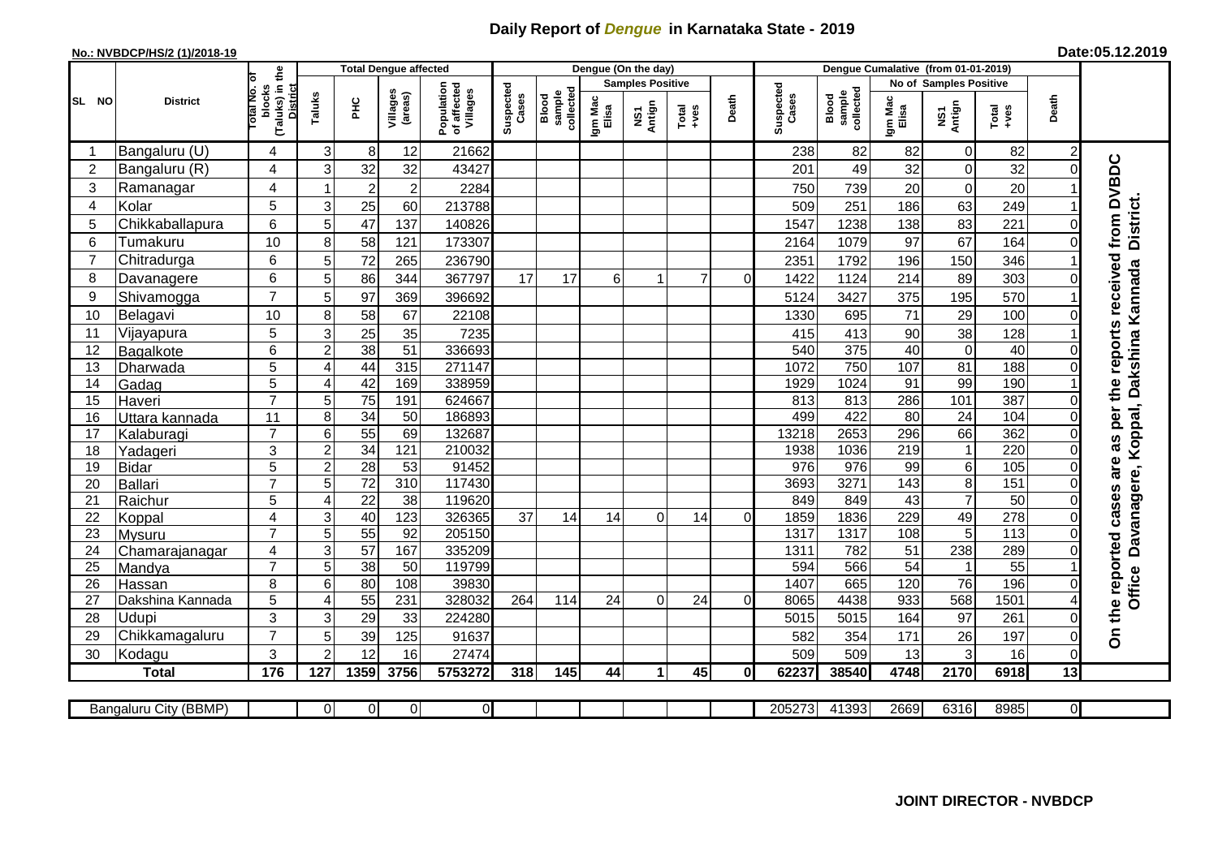# Daily Report of *Dengue* in Karnataka State - 2019

**No.: NVBDCP/HS/2 (1)/2018-19**

**Date:05.12.2019**

| SL NO | District | Total No. of blocks (Taluks) in the District | Total Dengue affected | | | | Dengue (On the day) | | | | | | | Dengue Cumalative (from 01-01-2019) | | | | | | | |
|---|---|---|---|---|---|---|---|---|---|---|---|---|---|---|---|---|---|---|---|---|
| | | | Taluks | PHC | Villages (areas) | Population of affected Villages | Suspected Cases | Blood sample collected | Samples Positive | | | Death | Suspected Cases | Blood sample collected | No of Samples Positive | | | Death | |
| | | | | | | | | | Igm Mac Elisa | NS1 Antign | Total +ves | | | | Igm Mac Elisa | NS1 Antign | Total +ves | | |
| 1 | Bangaluru (U) | 4 | 3 | 8 | 12 | 21662 | | | | | | | 238 | 82 | 82 | 0 | 82 | 2 | On the reported cases are as per the reports received from DVBDC Office Davanagere, Koppal, Dakshina Kannada District. |
| 2 | Bangaluru (R) | 4 | 3 | 32 | 32 | 43427 | | | | | | | 201 | 49 | 32 | 0 | 32 | 0 | |
| 3 | Ramanagar | 4 | 1 | 2 | 2 | 2284 | | | | | | | 750 | 739 | 20 | 0 | 20 | 1 | |
| 4 | Kolar | 5 | 3 | 25 | 60 | 213788 | | | | | | | 509 | 251 | 186 | 63 | 249 | 1 | |
| 5 | Chikkaballapura | 6 | 5 | 47 | 137 | 140826 | | | | | | | 1547 | 1238 | 138 | 83 | 221 | 0 | |
| 6 | Tumakuru | 10 | 8 | 58 | 121 | 173307 | | | | | | | 2164 | 1079 | 97 | 67 | 164 | 0 | |
| 7 | Chitradurga | 6 | 5 | 72 | 265 | 236790 | | | | | | | 2351 | 1792 | 196 | 150 | 346 | 1 | |
| 8 | Davanagere | 6 | 5 | 86 | 344 | 367797 | 17 | 17 | 6 | 1 | 7 | 0 | 1422 | 1124 | 214 | 89 | 303 | 0 | |
| 9 | Shivamogga | 7 | 5 | 97 | 369 | 396692 | | | | | | | 5124 | 3427 | 375 | 195 | 570 | 1 | |
| 10 | Belagavi | 10 | 8 | 58 | 67 | 22108 | | | | | | | 1330 | 695 | 71 | 29 | 100 | 0 | |
| 11 | Vijayapura | 5 | 3 | 25 | 35 | 7235 | | | | | | | 415 | 413 | 90 | 38 | 128 | 1 | |
| 12 | Bagalkote | 6 | 2 | 38 | 51 | 336693 | | | | | | | 540 | 375 | 40 | 0 | 40 | 0 | |
| 13 | Dharwada | 5 | 4 | 44 | 315 | 271147 | | | | | | | 1072 | 750 | 107 | 81 | 188 | 0 | |
| 14 | Gadag | 5 | 4 | 42 | 169 | 338959 | | | | | | | 1929 | 1024 | 91 | 99 | 190 | 1 | |
| 15 | Haveri | 7 | 5 | 75 | 191 | 624667 | | | | | | | 813 | 813 | 286 | 101 | 387 | 0 | |
| 16 | Uttara kannada | 11 | 8 | 34 | 50 | 186893 | | | | | | | 499 | 422 | 80 | 24 | 104 | 0 | |
| 17 | Kalaburagi | 7 | 6 | 55 | 69 | 132687 | | | | | | | 13218 | 2653 | 296 | 66 | 362 | 0 | |
| 18 | Yadageri | 3 | 2 | 34 | 121 | 210032 | | | | | | | 1938 | 1036 | 219 | 1 | 220 | 0 | |
| 19 | Bidar | 5 | 2 | 28 | 53 | 91452 | | | | | | | 976 | 976 | 99 | 6 | 105 | 0 | |
| 20 | Ballari | 7 | 5 | 72 | 310 | 117430 | | | | | | | 3693 | 3271 | 143 | 8 | 151 | 0 | |
| 21 | Raichur | 5 | 4 | 22 | 38 | 119620 | | | | | | | 849 | 849 | 43 | 7 | 50 | 0 | |
| 22 | Koppal | 4 | 3 | 40 | 123 | 326365 | 37 | 14 | 14 | 0 | 14 | 0 | 1859 | 1836 | 229 | 49 | 278 | 0 | |
| 23 | Mysuru | 7 | 5 | 55 | 92 | 205150 | | | | | | | 1317 | 1317 | 108 | 5 | 113 | 0 | |
| 24 | Chamarajanagar | 4 | 3 | 57 | 167 | 335209 | | | | | | | 1311 | 782 | 51 | 238 | 289 | 0 | |
| 25 | Mandya | 7 | 5 | 38 | 50 | 119799 | | | | | | | 594 | 566 | 54 | 1 | 55 | 1 | |
| 26 | Hassan | 8 | 6 | 80 | 108 | 39830 | | | | | | | 1407 | 665 | 120 | 76 | 196 | 0 | |
| 27 | Dakshina Kannada | 5 | 4 | 55 | 231 | 328032 | 264 | 114 | 24 | 0 | 24 | 0 | 8065 | 4438 | 933 | 568 | 1501 | 4 | |
| 28 | Udupi | 3 | 3 | 29 | 33 | 224280 | | | | | | | 5015 | 5015 | 164 | 97 | 261 | 0 | |
| 29 | Chikkamagaluru | 7 | 5 | 39 | 125 | 91637 | | | | | | | 582 | 354 | 171 | 26 | 197 | 0 | |
| 30 | Kodagu | 3 | 2 | 12 | 16 | 27474 | | | | | | | 509 | 509 | 13 | 3 | 16 | 0 | |
| **Total** | | **176** | **127** | **1359** | **3756** | **5753272** | **318** | **145** | **44** | **1** | **45** | **0** | **62237** | **38540** | **4748** | **2170** | **6918** | **13** | |

| Bangaluru City (BBMP) | | 0 | 0 | 0 | 0 | | | | | | | 205273 | 41393 | 2669 | 6316 | 8985 | 0 | |
|---|---|---|---|---|---|---|---|---|---|---|---|---|---|---|---|---|---|---|

**JOINT DIRECTOR - NVBDCP**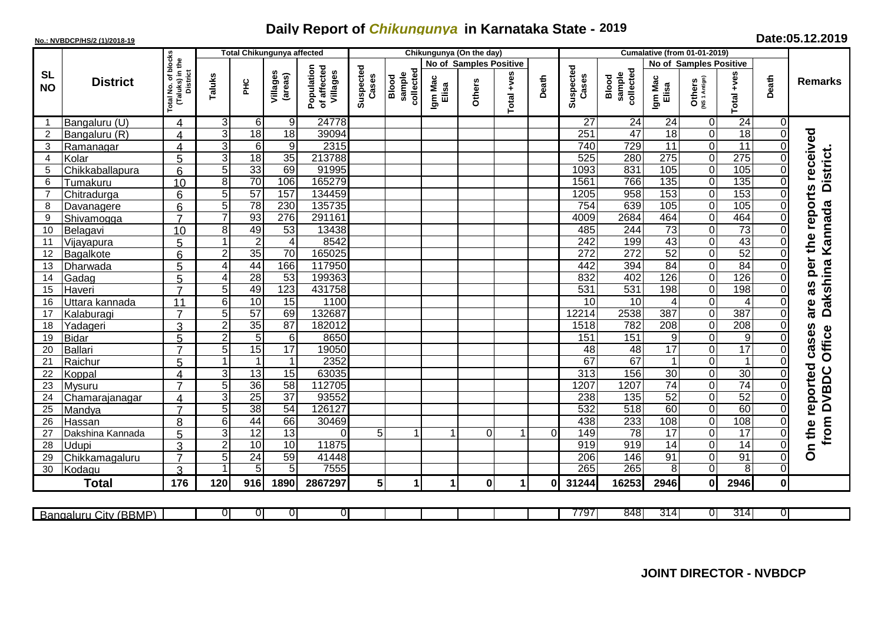# Daily Report of *Chikungunya* in Karnataka State - 2019

**No.: NVBDCP/HS/2 (1)/2018-19**

**Date:05.12.2019**

| SL NO | District | Total No. of blocks (Taluks) in the District | Total Chikungunya affected | | | | Chikungunya (On the day) | | | | | | Cumalative (from 01-01-2019) | | | | | | Remarks |
|---|---|---|---|---|---|---|---|---|---|---|---|---|---|---|---|---|---|---|---|
| | | | Taluks | PHC | Villages (areas) | Population of affected Villages | Suspected Cases | Blood sample collected | No of Samples Positive | | | Death | Suspected Cases | Blood sample collected | No of Samples Positive | | | Death | |
| | | | | | | | | | Igm Mac Elisa | Others | Total +ves | | | | Igm Mac Elisa | Others (NS 1 Antign) | Total +ves | | |
| 1 | Bangaluru (U) | 4 | 3 | 6 | 9 | 24778 | | | | | | | 27 | 24 | 24 | 0 | 24 | 0 | On the reported cases are as per the reports received from DVBDC Office Dakshina Kannada District. |
| 2 | Bangaluru (R) | 4 | 3 | 18 | 18 | 39094 | | | | | | | 251 | 47 | 18 | 0 | 18 | 0 | |
| 3 | Ramanagar | 4 | 3 | 6 | 9 | 2315 | | | | | | | 740 | 729 | 11 | 0 | 11 | 0 | |
| 4 | Kolar | 5 | 3 | 18 | 35 | 213788 | | | | | | | 525 | 280 | 275 | 0 | 275 | 0 | |
| 5 | Chikkaballapura | 6 | 5 | 33 | 69 | 91995 | | | | | | | 1093 | 831 | 105 | 0 | 105 | 0 | |
| 6 | Tumakuru | 10 | 8 | 70 | 106 | 165279 | | | | | | | 1561 | 766 | 135 | 0 | 135 | 0 | |
| 7 | Chitradurga | 6 | 5 | 57 | 157 | 134459 | | | | | | | 1205 | 958 | 153 | 0 | 153 | 0 | |
| 8 | Davanagere | 6 | 5 | 78 | 230 | 135735 | | | | | | | 754 | 639 | 105 | 0 | 105 | 0 | |
| 9 | Shivamogga | 7 | 7 | 93 | 276 | 291161 | | | | | | | 4009 | 2684 | 464 | 0 | 464 | 0 | |
| 10 | Belagavi | 10 | 8 | 49 | 53 | 13438 | | | | | | | 485 | 244 | 73 | 0 | 73 | 0 | |
| 11 | Vijayapura | 5 | 1 | 2 | 4 | 8542 | | | | | | | 242 | 199 | 43 | 0 | 43 | 0 | |
| 12 | Bagalkote | 6 | 2 | 35 | 70 | 165025 | | | | | | | 272 | 272 | 52 | 0 | 52 | 0 | |
| 13 | Dharwada | 5 | 4 | 44 | 166 | 117950 | | | | | | | 442 | 394 | 84 | 0 | 84 | 0 | |
| 14 | Gadag | 5 | 4 | 28 | 53 | 199363 | | | | | | | 832 | 402 | 126 | 0 | 126 | 0 | |
| 15 | Haveri | 7 | 5 | 49 | 123 | 431758 | | | | | | | 531 | 531 | 198 | 0 | 198 | 0 | |
| 16 | Uttara kannada | 11 | 6 | 10 | 15 | 1100 | | | | | | | 10 | 10 | 4 | 0 | 4 | 0 | |
| 17 | Kalaburagi | 7 | 5 | 57 | 69 | 132687 | | | | | | | 12214 | 2538 | 387 | 0 | 387 | 0 | |
| 18 | Yadageri | 3 | 2 | 35 | 87 | 182012 | | | | | | | 1518 | 782 | 208 | 0 | 208 | 0 | |
| 19 | Bidar | 5 | 2 | 5 | 6 | 8650 | | | | | | | 151 | 151 | 9 | 0 | 9 | 0 | |
| 20 | Ballari | 7 | 5 | 15 | 17 | 19050 | | | | | | | 48 | 48 | 17 | 0 | 17 | 0 | |
| 21 | Raichur | 5 | 1 | 1 | 1 | 2352 | | | | | | | 67 | 67 | 1 | 0 | 1 | 0 | |
| 22 | Koppal | 4 | 3 | 13 | 15 | 63035 | | | | | | | 313 | 156 | 30 | 0 | 30 | 0 | |
| 23 | Mysuru | 7 | 5 | 36 | 58 | 112705 | | | | | | | 1207 | 1207 | 74 | 0 | 74 | 0 | |
| 24 | Chamarajanagar | 4 | 3 | 25 | 37 | 93552 | | | | | | | 238 | 135 | 52 | 0 | 52 | 0 | |
| 25 | Mandya | 7 | 5 | 38 | 54 | 126127 | | | | | | | 532 | 518 | 60 | 0 | 60 | 0 | |
| 26 | Hassan | 8 | 6 | 44 | 66 | 30469 | | | | | | | 438 | 233 | 108 | 0 | 108 | 0 | |
| 27 | Dakshina Kannada | 5 | 3 | 12 | 13 | 0 | 5 | 1 | 1 | 0 | 1 | 0 | 149 | 78 | 17 | 0 | 17 | 0 | |
| 28 | Udupi | 3 | 2 | 10 | 10 | 11875 | | | | | | | 919 | 919 | 14 | 0 | 14 | 0 | |
| 29 | Chikkamagaluru | 7 | 5 | 24 | 59 | 41448 | | | | | | | 206 | 146 | 91 | 0 | 91 | 0 | |
| 30 | Kodagu | 3 | 1 | 5 | 5 | 7555 | | | | | | | 265 | 265 | 8 | 0 | 8 | 0 | |
| **Total** | | **176** | **120** | **916** | **1890** | **2867297** | **5** | **1** | **1** | **0** | **1** | **0** | **31244** | **16253** | **2946** | **0** | **2946** | **0** | |

| | | | | | | | | | | | | | | | | | | |
|---|---|---|---|---|---|---|---|---|---|---|---|---|---|---|---|---|---|---|
| Bangaluru City (BBMP) | | 0 | 0 | 0 | 0 | | | | | | | 7797 | 848 | 314 | 0 | 314 | 0 | |

**JOINT DIRECTOR - NVBDCP**